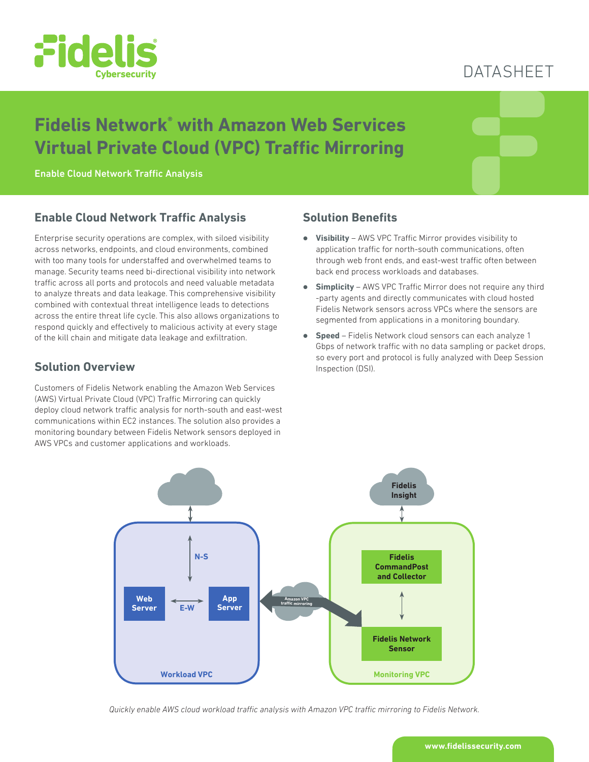DATASHEET

# Fidelis Network® with Amazon Web Services Virtual Private Cloud (VPC) Traffic Mirroring

Enable Cloud Network Traffic Analysis

## Enable Cloud Network Traffic Analysis

Enterprise security operations are complex, with siloed visibility across networks, endpoints, and cloud environments, combined with too many tools for understaffed and overwhelmed teams to manage. Security teams need bi-directional visibility into network traffic across all ports and protocols and need valuable metadata to analyze threats and data leakage. This comprehensive visibility combined with contextual threat intelligence leads to detections across the entire threat life cycle. This also allows organizations to respond quickly and effectively to malicious activity at every stage of the kill chain and mitigate data leakage and exfiltration.

## Solution Overview

Customers of Fidelis Network enabling the Amazon Web Services (AWS) Virtual Private Cloud (VPC) Traffic Mirroring can quickly deploy cloud network traffic analysis for north-south and east-west communications within EC2 instances. The solution also provides a monitoring boundary between Fidelis Network sensors deployed in AWS VPCs and customer applications and workloads.

## Solution Benefits

- **Visibility** – AWS VPC Traffic Mirror provides visibility to application traffic for north-south communications, often through web front ends, and east-west traffic often between back end process workloads and databases.
- **Simplicity** – AWS VPC Traffic Mirror does not require any third -party agents and directly communicates with cloud hosted Fidelis Network sensors across VPCs where the sensors are segmented from applications in a monitoring boundary.
- **Speed** – Fidelis Network cloud sensors can each analyze 1 Gbps of network traffic with no data sampling or packet drops, so every port and protocol is fully analyzed with Deep Session Inspection (DSI).

Web Server | E-W | App Server | N-S | Workload VPC | Amazon VPC traffic mirroring | Fidelis Insight | Fidelis CommandPost and Collector | Fidelis Network Sensor | Monitoring VPC

*Quickly enable AWS cloud workload traffic analysis with Amazon VPC traffic mirroring to Fidelis Network.*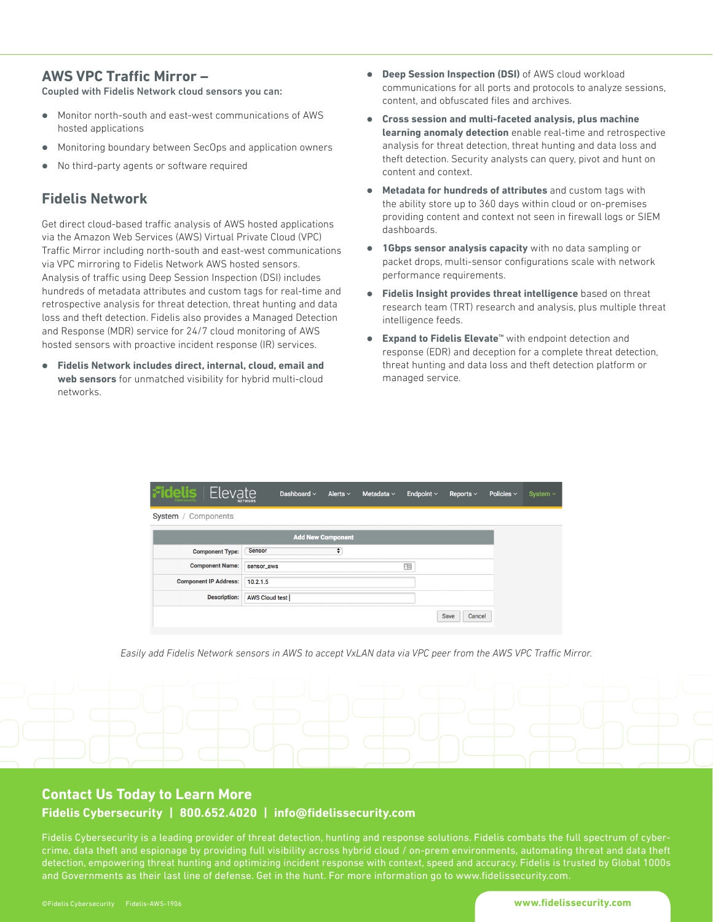## AWS VPC Traffic Mirror –

**Coupled with Fidelis Network cloud sensors you can:**

- Monitor north-south and east-west communications of AWS hosted applications
- Monitoring boundary between SecOps and application owners
- No third-party agents or software required

## Fidelis Network

Get direct cloud-based traffic analysis of AWS hosted applications via the Amazon Web Services (AWS) Virtual Private Cloud (VPC) Traffic Mirror including north-south and east-west communications via VPC mirroring to Fidelis Network AWS hosted sensors. Analysis of traffic using Deep Session Inspection (DSI) includes hundreds of metadata attributes and custom tags for real-time and retrospective analysis for threat detection, threat hunting and data loss and theft detection. Fidelis also provides a Managed Detection and Response (MDR) service for 24/7 cloud monitoring of AWS hosted sensors with proactive incident response (IR) services.

- **Fidelis Network includes direct, internal, cloud, email and web sensors** for unmatched visibility for hybrid multi-cloud networks.
- **Deep Session Inspection (DSI)** of AWS cloud workload communications for all ports and protocols to analyze sessions, content, and obfuscated files and archives.
- **Cross session and multi-faceted analysis, plus machine learning anomaly detection** enable real-time and retrospective analysis for threat detection, threat hunting and data loss and theft detection. Security analysts can query, pivot and hunt on content and context.
- **Metadata for hundreds of attributes** and custom tags with the ability store up to 360 days within cloud or on-premises providing content and context not seen in firewall logs or SIEM dashboards.
- **1Gbps sensor analysis capacity** with no data sampling or packet drops, multi-sensor configurations scale with network performance requirements.
- **Fidelis Insight provides threat intelligence** based on threat research team (TRT) research and analysis, plus multiple threat intelligence feeds.
- **Expand to Fidelis Elevate™** with endpoint detection and response (EDR) and deception for a complete threat detection, threat hunting and data loss and theft detection platform or managed service.

Fidelis | Elevate NETWORK — Dashboard, Alerts, Metadata, Endpoint, Reports, Policies, System

System / Components

Add New Component

Component Type: Sensor

Component Name: sensor_aws

Component IP Address: 10.2.1.5

Description: AWS Cloud test

Save | Cancel

*Easily add Fidelis Network sensors in AWS to accept VxLAN data via VPC peer from the AWS VPC Traffic Mirror.*

## Contact Us Today to Learn More

**Fidelis Cybersecurity | 800.652.4020 | info@fidelissecurity.com**

Fidelis Cybersecurity is a leading provider of threat detection, hunting and response solutions. Fidelis combats the full spectrum of cyber-crime, data theft and espionage by providing full visibility across hybrid cloud / on-prem environments, automating threat and data theft detection, empowering threat hunting and optimizing incident response with context, speed and accuracy. Fidelis is trusted by Global 1000s and Governments as their last line of defense. Get in the hunt. For more information go to www.fidelissecurity.com.

©Fidelis Cybersecurity Fidelis-AWS-1906

**www.fidelissecurity.com**